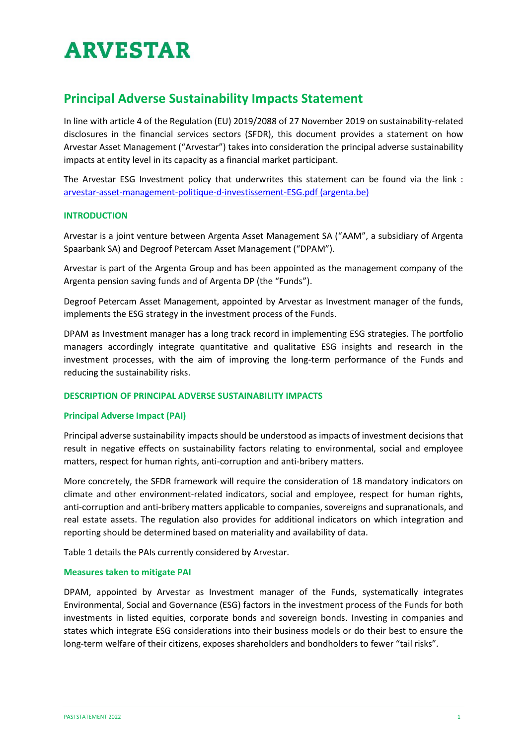# ARVESTAR

## Principal Adverse Sustainability Impacts Statement

In line with article 4 of the Regulation (EU) 2019/2088 of 27 November 2019 on sustainability-related disclosures in the financial services sectors (SFDR), this document provides a statement on how Arvestar Asset Management ("Arvestar") takes into consideration the principal adverse sustainability impacts at entity level in its capacity as a financial market participant.

The Arvestar ESG Investment policy that underwrites this statement can be found via the link : [arvestar-asset-management-politique-d-investissement-ESG.pdf (argenta.be)](arvestar-asset-management-politique-d-investissement-ESG.pdf)

### INTRODUCTION

Arvestar is a joint venture between Argenta Asset Management SA ("AAM", a subsidiary of Argenta Spaarbank SA) and Degroof Petercam Asset Management ("DPAM").

Arvestar is part of the Argenta Group and has been appointed as the management company of the Argenta pension saving funds and of Argenta DP (the "Funds").

Degroof Petercam Asset Management, appointed by Arvestar as Investment manager of the funds, implements the ESG strategy in the investment process of the Funds.

DPAM as Investment manager has a long track record in implementing ESG strategies. The portfolio managers accordingly integrate quantitative and qualitative ESG insights and research in the investment processes, with the aim of improving the long-term performance of the Funds and reducing the sustainability risks.

### DESCRIPTION OF PRINCIPAL ADVERSE SUSTAINABILITY IMPACTS

#### Principal Adverse Impact (PAI)

Principal adverse sustainability impacts should be understood as impacts of investment decisions that result in negative effects on sustainability factors relating to environmental, social and employee matters, respect for human rights, anti-corruption and anti-bribery matters.

More concretely, the SFDR framework will require the consideration of 18 mandatory indicators on climate and other environment-related indicators, social and employee, respect for human rights, anti-corruption and anti-bribery matters applicable to companies, sovereigns and supranationals, and real estate assets. The regulation also provides for additional indicators on which integration and reporting should be determined based on materiality and availability of data.

Table 1 details the PAIs currently considered by Arvestar.

#### Measures taken to mitigate PAI

DPAM, appointed by Arvestar as Investment manager of the Funds, systematically integrates Environmental, Social and Governance (ESG) factors in the investment process of the Funds for both investments in listed equities, corporate bonds and sovereign bonds. Investing in companies and states which integrate ESG considerations into their business models or do their best to ensure the long-term welfare of their citizens, exposes shareholders and bondholders to fewer "tail risks".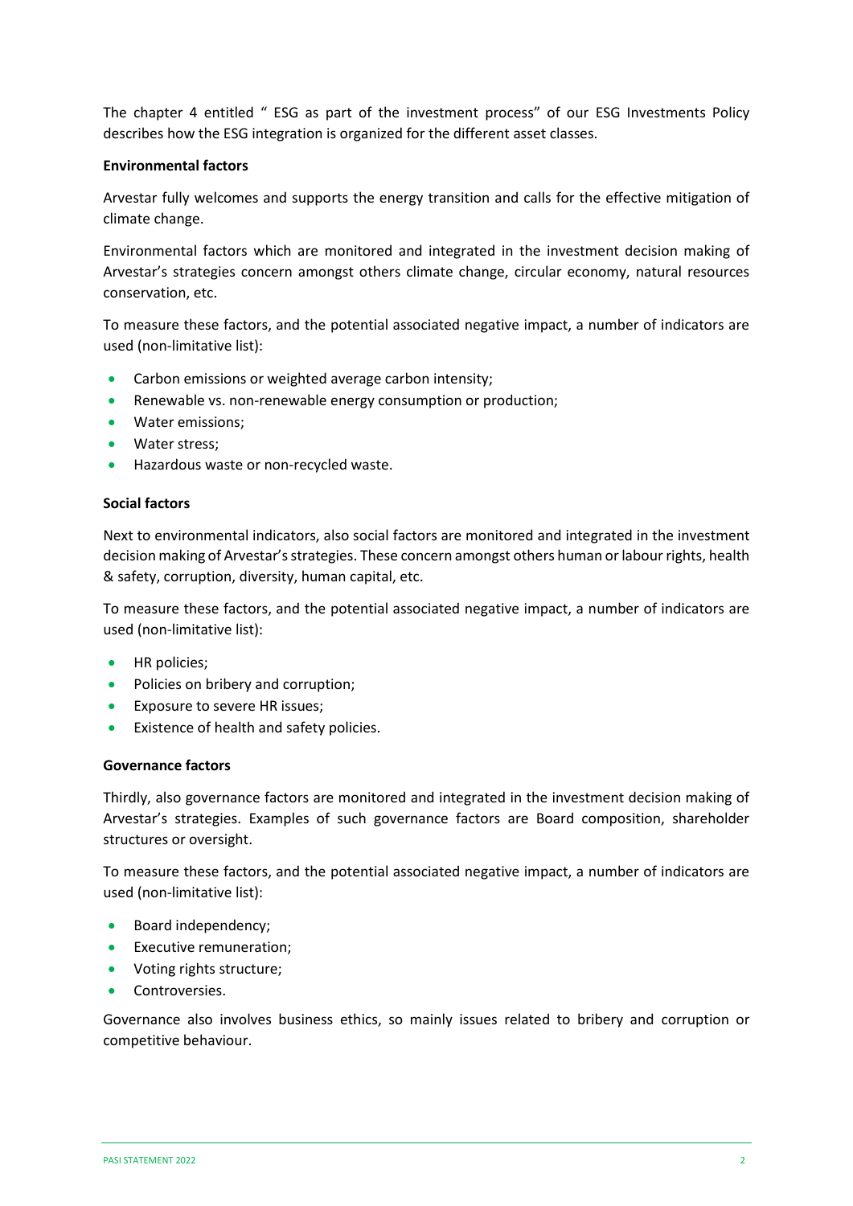The chapter 4 entitled " ESG as part of the investment process" of our ESG Investments Policy describes how the ESG integration is organized for the different asset classes.

**Environmental factors**

Arvestar fully welcomes and supports the energy transition and calls for the effective mitigation of climate change.

Environmental factors which are monitored and integrated in the investment decision making of Arvestar's strategies concern amongst others climate change, circular economy, natural resources conservation, etc.

To measure these factors, and the potential associated negative impact, a number of indicators are used (non-limitative list):

- Carbon emissions or weighted average carbon intensity;
- Renewable vs. non-renewable energy consumption or production;
- Water emissions;
- Water stress;
- Hazardous waste or non-recycled waste.

**Social factors**

Next to environmental indicators, also social factors are monitored and integrated in the investment decision making of Arvestar's strategies. These concern amongst others human or labour rights, health & safety, corruption, diversity, human capital, etc.

To measure these factors, and the potential associated negative impact, a number of indicators are used (non-limitative list):

- HR policies;
- Policies on bribery and corruption;
- Exposure to severe HR issues;
- Existence of health and safety policies.

**Governance factors**

Thirdly, also governance factors are monitored and integrated in the investment decision making of Arvestar's strategies. Examples of such governance factors are Board composition, shareholder structures or oversight.

To measure these factors, and the potential associated negative impact, a number of indicators are used (non-limitative list):

- Board independency;
- Executive remuneration;
- Voting rights structure;
- Controversies.

Governance also involves business ethics, so mainly issues related to bribery and corruption or competitive behaviour.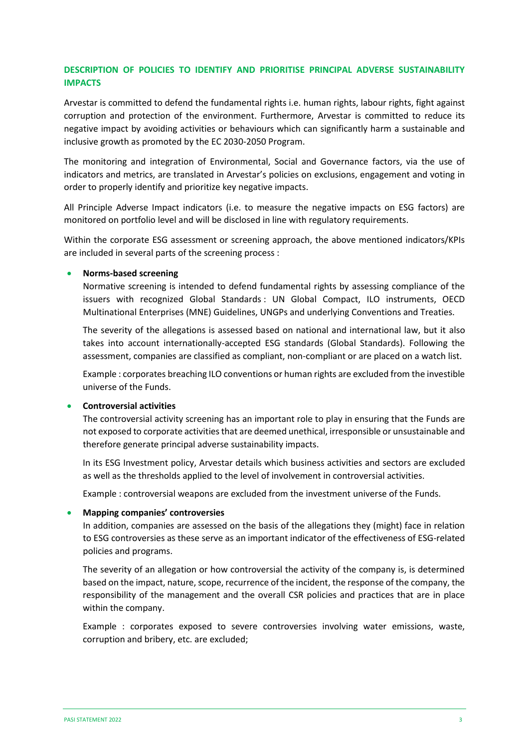## DESCRIPTION OF POLICIES TO IDENTIFY AND PRIORITISE PRINCIPAL ADVERSE SUSTAINABILITY IMPACTS

Arvestar is committed to defend the fundamental rights i.e. human rights, labour rights, fight against corruption and protection of the environment. Furthermore, Arvestar is committed to reduce its negative impact by avoiding activities or behaviours which can significantly harm a sustainable and inclusive growth as promoted by the EC 2030-2050 Program.

The monitoring and integration of Environmental, Social and Governance factors, via the use of indicators and metrics, are translated in Arvestar's policies on exclusions, engagement and voting in order to properly identify and prioritize key negative impacts.

All Principle Adverse Impact indicators (i.e. to measure the negative impacts on ESG factors) are monitored on portfolio level and will be disclosed in line with regulatory requirements.

Within the corporate ESG assessment or screening approach, the above mentioned indicators/KPIs are included in several parts of the screening process :

- **Norms-based screening**

  Normative screening is intended to defend fundamental rights by assessing compliance of the issuers with recognized Global Standards : UN Global Compact, ILO instruments, OECD Multinational Enterprises (MNE) Guidelines, UNGPs and underlying Conventions and Treaties.

  The severity of the allegations is assessed based on national and international law, but it also takes into account internationally-accepted ESG standards (Global Standards). Following the assessment, companies are classified as compliant, non-compliant or are placed on a watch list.

  Example : corporates breaching ILO conventions or human rights are excluded from the investible universe of the Funds.

- **Controversial activities**

  The controversial activity screening has an important role to play in ensuring that the Funds are not exposed to corporate activities that are deemed unethical, irresponsible or unsustainable and therefore generate principal adverse sustainability impacts.

  In its ESG Investment policy, Arvestar details which business activities and sectors are excluded as well as the thresholds applied to the level of involvement in controversial activities.

  Example : controversial weapons are excluded from the investment universe of the Funds.

- **Mapping companies' controversies**

  In addition, companies are assessed on the basis of the allegations they (might) face in relation to ESG controversies as these serve as an important indicator of the effectiveness of ESG-related policies and programs.

  The severity of an allegation or how controversial the activity of the company is, is determined based on the impact, nature, scope, recurrence of the incident, the response of the company, the responsibility of the management and the overall CSR policies and practices that are in place within the company.

  Example : corporates exposed to severe controversies involving water emissions, waste, corruption and bribery, etc. are excluded;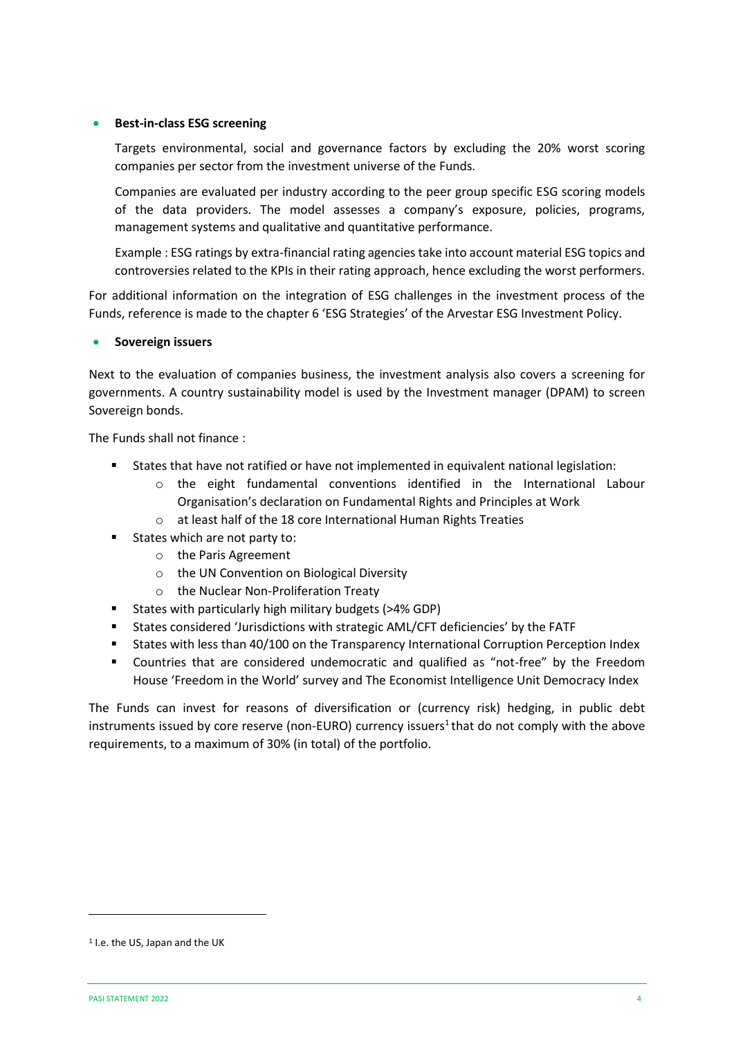- **Best-in-class ESG screening**

  Targets environmental, social and governance factors by excluding the 20% worst scoring companies per sector from the investment universe of the Funds.

  Companies are evaluated per industry according to the peer group specific ESG scoring models of the data providers. The model assesses a company's exposure, policies, programs, management systems and qualitative and quantitative performance.

  Example : ESG ratings by extra-financial rating agencies take into account material ESG topics and controversies related to the KPIs in their rating approach, hence excluding the worst performers.

For additional information on the integration of ESG challenges in the investment process of the Funds, reference is made to the chapter 6 'ESG Strategies' of the Arvestar ESG Investment Policy.

- **Sovereign issuers**

Next to the evaluation of companies business, the investment analysis also covers a screening for governments. A country sustainability model is used by the Investment manager (DPAM) to screen Sovereign bonds.

The Funds shall not finance :

- States that have not ratified or have not implemented in equivalent national legislation:
  - the eight fundamental conventions identified in the International Labour Organisation's declaration on Fundamental Rights and Principles at Work
  - at least half of the 18 core International Human Rights Treaties
- States which are not party to:
  - the Paris Agreement
  - the UN Convention on Biological Diversity
  - the Nuclear Non-Proliferation Treaty
- States with particularly high military budgets (>4% GDP)
- States considered 'Jurisdictions with strategic AML/CFT deficiencies' by the FATF
- States with less than 40/100 on the Transparency International Corruption Perception Index
- Countries that are considered undemocratic and qualified as "not-free" by the Freedom House 'Freedom in the World' survey and The Economist Intelligence Unit Democracy Index

The Funds can invest for reasons of diversification or (currency risk) hedging, in public debt instruments issued by core reserve (non-EURO) currency issuers[1] that do not comply with the above requirements, to a maximum of 30% (in total) of the portfolio.

[1] I.e. the US, Japan and the UK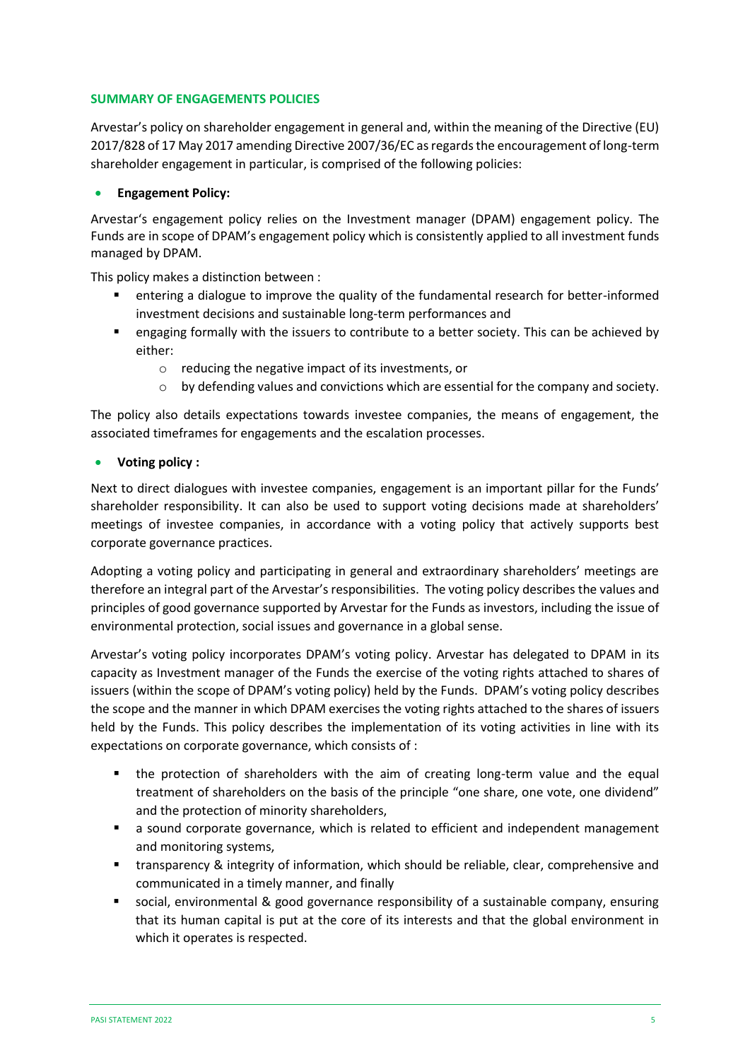## SUMMARY OF ENGAGEMENTS POLICIES

Arvestar's policy on shareholder engagement in general and, within the meaning of the Directive (EU) 2017/828 of 17 May 2017 amending Directive 2007/36/EC as regards the encouragement of long-term shareholder engagement in particular, is comprised of the following policies:

- **Engagement Policy:**

Arvestar's engagement policy relies on the Investment manager (DPAM) engagement policy. The Funds are in scope of DPAM's engagement policy which is consistently applied to all investment funds managed by DPAM.

This policy makes a distinction between :

- entering a dialogue to improve the quality of the fundamental research for better-informed investment decisions and sustainable long-term performances and
- engaging formally with the issuers to contribute to a better society. This can be achieved by either:
  - reducing the negative impact of its investments, or
  - by defending values and convictions which are essential for the company and society.

The policy also details expectations towards investee companies, the means of engagement, the associated timeframes for engagements and the escalation processes.

- **Voting policy :**

Next to direct dialogues with investee companies, engagement is an important pillar for the Funds' shareholder responsibility. It can also be used to support voting decisions made at shareholders' meetings of investee companies, in accordance with a voting policy that actively supports best corporate governance practices.

Adopting a voting policy and participating in general and extraordinary shareholders' meetings are therefore an integral part of the Arvestar's responsibilities. The voting policy describes the values and principles of good governance supported by Arvestar for the Funds as investors, including the issue of environmental protection, social issues and governance in a global sense.

Arvestar's voting policy incorporates DPAM's voting policy. Arvestar has delegated to DPAM in its capacity as Investment manager of the Funds the exercise of the voting rights attached to shares of issuers (within the scope of DPAM's voting policy) held by the Funds. DPAM's voting policy describes the scope and the manner in which DPAM exercises the voting rights attached to the shares of issuers held by the Funds. This policy describes the implementation of its voting activities in line with its expectations on corporate governance, which consists of :

- the protection of shareholders with the aim of creating long-term value and the equal treatment of shareholders on the basis of the principle "one share, one vote, one dividend" and the protection of minority shareholders,
- a sound corporate governance, which is related to efficient and independent management and monitoring systems,
- transparency & integrity of information, which should be reliable, clear, comprehensive and communicated in a timely manner, and finally
- social, environmental & good governance responsibility of a sustainable company, ensuring that its human capital is put at the core of its interests and that the global environment in which it operates is respected.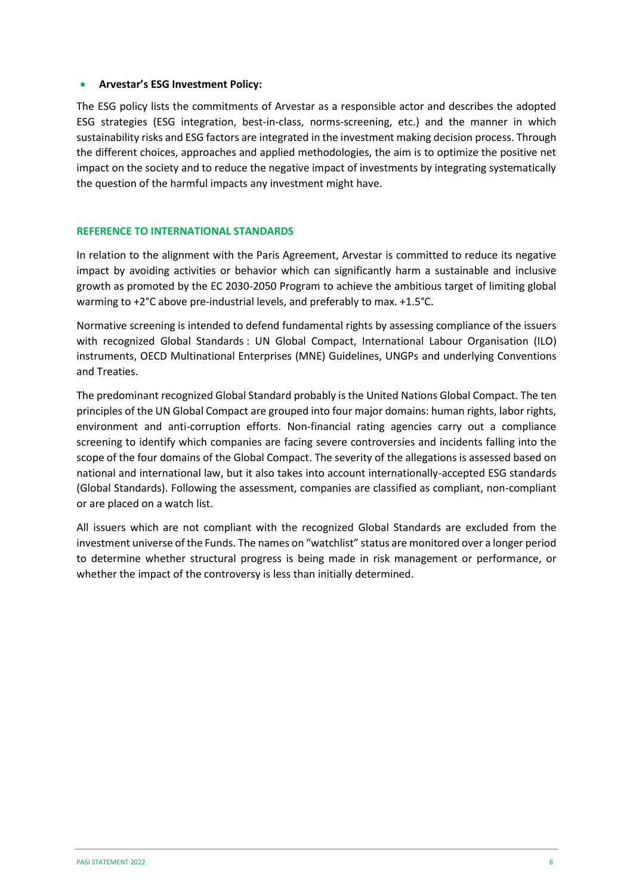- **Arvestar's ESG Investment Policy:**

The ESG policy lists the commitments of Arvestar as a responsible actor and describes the adopted ESG strategies (ESG integration, best-in-class, norms-screening, etc.) and the manner in which sustainability risks and ESG factors are integrated in the investment making decision process. Through the different choices, approaches and applied methodologies, the aim is to optimize the positive net impact on the society and to reduce the negative impact of investments by integrating systematically the question of the harmful impacts any investment might have.

## REFERENCE TO INTERNATIONAL STANDARDS

In relation to the alignment with the Paris Agreement, Arvestar is committed to reduce its negative impact by avoiding activities or behavior which can significantly harm a sustainable and inclusive growth as promoted by the EC 2030-2050 Program to achieve the ambitious target of limiting global warming to +2°C above pre-industrial levels, and preferably to max. +1.5°C.

Normative screening is intended to defend fundamental rights by assessing compliance of the issuers with recognized Global Standards : UN Global Compact, International Labour Organisation (ILO) instruments, OECD Multinational Enterprises (MNE) Guidelines, UNGPs and underlying Conventions and Treaties.

The predominant recognized Global Standard probably is the United Nations Global Compact. The ten principles of the UN Global Compact are grouped into four major domains: human rights, labor rights, environment and anti-corruption efforts. Non-financial rating agencies carry out a compliance screening to identify which companies are facing severe controversies and incidents falling into the scope of the four domains of the Global Compact. The severity of the allegations is assessed based on national and international law, but it also takes into account internationally-accepted ESG standards (Global Standards). Following the assessment, companies are classified as compliant, non-compliant or are placed on a watch list.

All issuers which are not compliant with the recognized Global Standards are excluded from the investment universe of the Funds. The names on "watchlist" status are monitored over a longer period to determine whether structural progress is being made in risk management or performance, or whether the impact of the controversy is less than initially determined.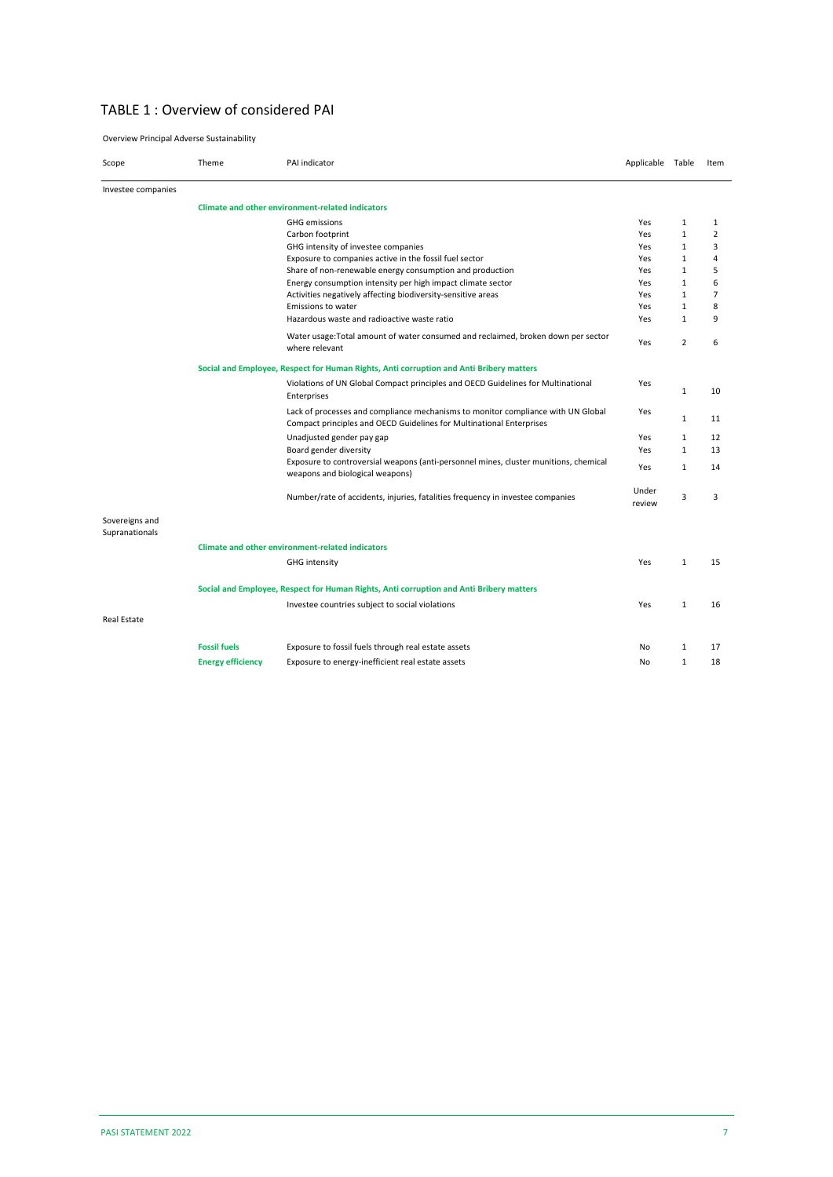## TABLE 1 : Overview of considered PAI

Overview Principal Adverse Sustainability

| Scope | Theme | PAI indicator | Applicable | Table | Item |
|---|---|---|---|---|---|
| Investee companies | | | | | |
| | **Climate and other environment-related indicators** | | | | |
| | | GHG emissions | Yes | 1 | 1 |
| | | Carbon footprint | Yes | 1 | 2 |
| | | GHG intensity of investee companies | Yes | 1 | 3 |
| | | Exposure to companies active in the fossil fuel sector | Yes | 1 | 4 |
| | | Share of non-renewable energy consumption and production | Yes | 1 | 5 |
| | | Energy consumption intensity per high impact climate sector | Yes | 1 | 6 |
| | | Activities negatively affecting biodiversity-sensitive areas | Yes | 1 | 7 |
| | | Emissions to water | Yes | 1 | 8 |
| | | Hazardous waste and radioactive waste ratio | Yes | 1 | 9 |
| | | Water usage:Total amount of water consumed and reclaimed, broken down per sector where relevant | Yes | 2 | 6 |
| | **Social and Employee, Respect for Human Rights, Anti corruption and Anti Bribery matters** | | | | |
| | | Violations of UN Global Compact principles and OECD Guidelines for Multinational Enterprises | Yes | 1 | 10 |
| | | Lack of processes and compliance mechanisms to monitor compliance with UN Global Compact principles and OECD Guidelines for Multinational Enterprises | Yes | 1 | 11 |
| | | Unadjusted gender pay gap | Yes | 1 | 12 |
| | | Board gender diversity | Yes | 1 | 13 |
| | | Exposure to controversial weapons (anti-personnel mines, cluster munitions, chemical weapons and biological weapons) | Yes | 1 | 14 |
| | | Number/rate of accidents, injuries, fatalities frequency in investee companies | Under review | 3 | 3 |
| Sovereigns and Supranationals | | | | | |
| | **Climate and other environment-related indicators** | | | | |
| | | GHG intensity | Yes | 1 | 15 |
| | **Social and Employee, Respect for Human Rights, Anti corruption and Anti Bribery matters** | | | | |
| | | Investee countries subject to social violations | Yes | 1 | 16 |
| Real Estate | | | | | |
| | **Fossil fuels** | Exposure to fossil fuels through real estate assets | No | 1 | 17 |
| | **Energy efficiency** | Exposure to energy-inefficient real estate assets | No | 1 | 18 |